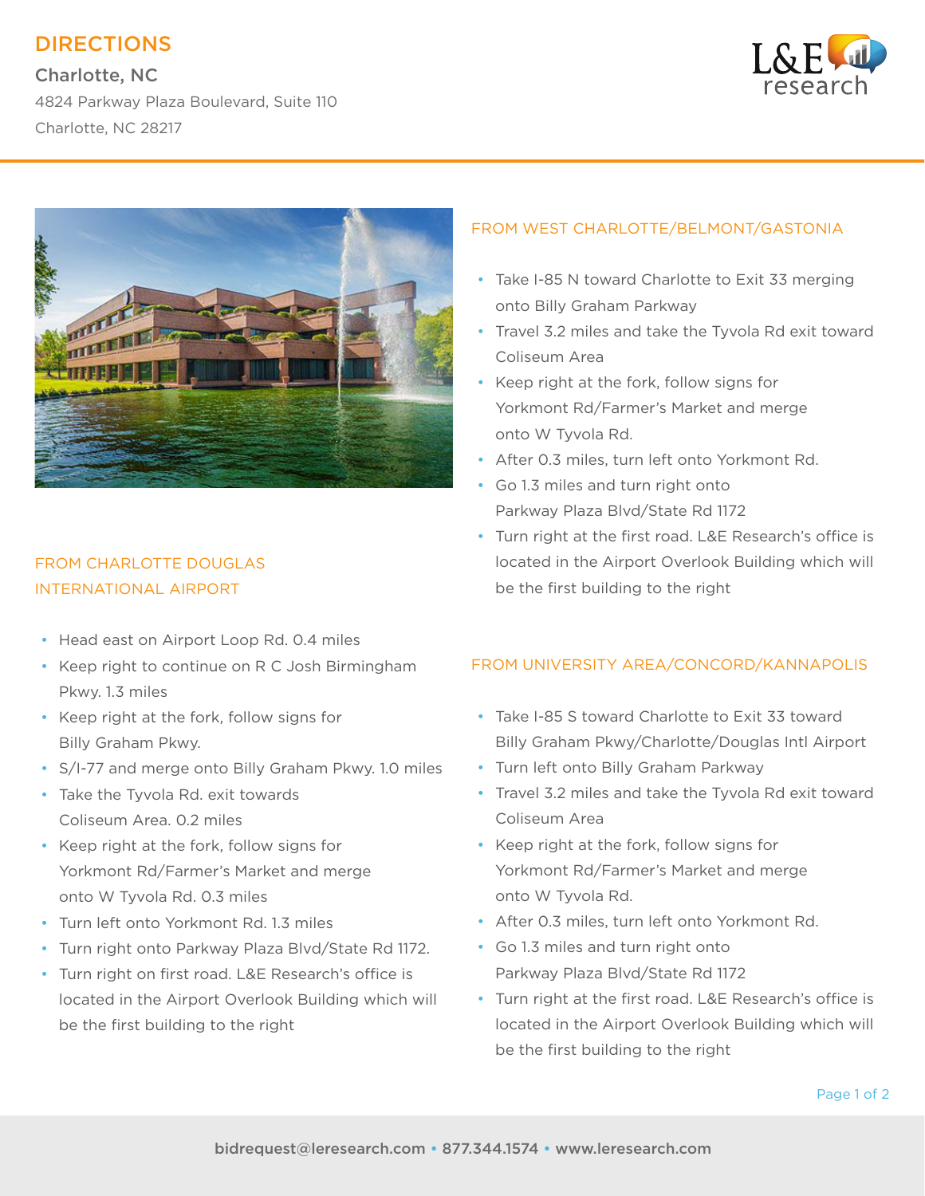# DIRECTIONS

**Charlotte, NC**

4824 Parkway Plaza Boulevard, Suite 110

Charlotte, NC 28217

## FROM CHARLOTTE DOUGLAS INTERNATIONAL AIRPORT

- Head east on Airport Loop Rd. 0.4 miles
- Keep right to continue on R C Josh Birmingham Pkwy. 1.3 miles
- Keep right at the fork, follow signs for Billy Graham Pkwy.
- S/I-77 and merge onto Billy Graham Pkwy. 1.0 miles
- Take the Tyvola Rd. exit towards Coliseum Area. 0.2 miles
- Keep right at the fork, follow signs for Yorkmont Rd/Farmer's Market and merge onto W Tyvola Rd. 0.3 miles
- Turn left onto Yorkmont Rd. 1.3 miles
- Turn right onto Parkway Plaza Blvd/State Rd 1172.
- Turn right on first road. L&E Research's office is located in the Airport Overlook Building which will be the first building to the right

## FROM WEST CHARLOTTE/BELMONT/GASTONIA

- Take I-85 N toward Charlotte to Exit 33 merging onto Billy Graham Parkway
- Travel 3.2 miles and take the Tyvola Rd exit toward Coliseum Area
- Keep right at the fork, follow signs for Yorkmont Rd/Farmer's Market and merge onto W Tyvola Rd.
- After 0.3 miles, turn left onto Yorkmont Rd.
- Go 1.3 miles and turn right onto Parkway Plaza Blvd/State Rd 1172
- Turn right at the first road. L&E Research's office is located in the Airport Overlook Building which will be the first building to the right

## FROM UNIVERSITY AREA/CONCORD/KANNAPOLIS

- Take I-85 S toward Charlotte to Exit 33 toward Billy Graham Pkwy/Charlotte/Douglas Intl Airport
- Turn left onto Billy Graham Parkway
- Travel 3.2 miles and take the Tyvola Rd exit toward Coliseum Area
- Keep right at the fork, follow signs for Yorkmont Rd/Farmer's Market and merge onto W Tyvola Rd.
- After 0.3 miles, turn left onto Yorkmont Rd.
- Go 1.3 miles and turn right onto Parkway Plaza Blvd/State Rd 1172
- Turn right at the first road. L&E Research's office is located in the Airport Overlook Building which will be the first building to the right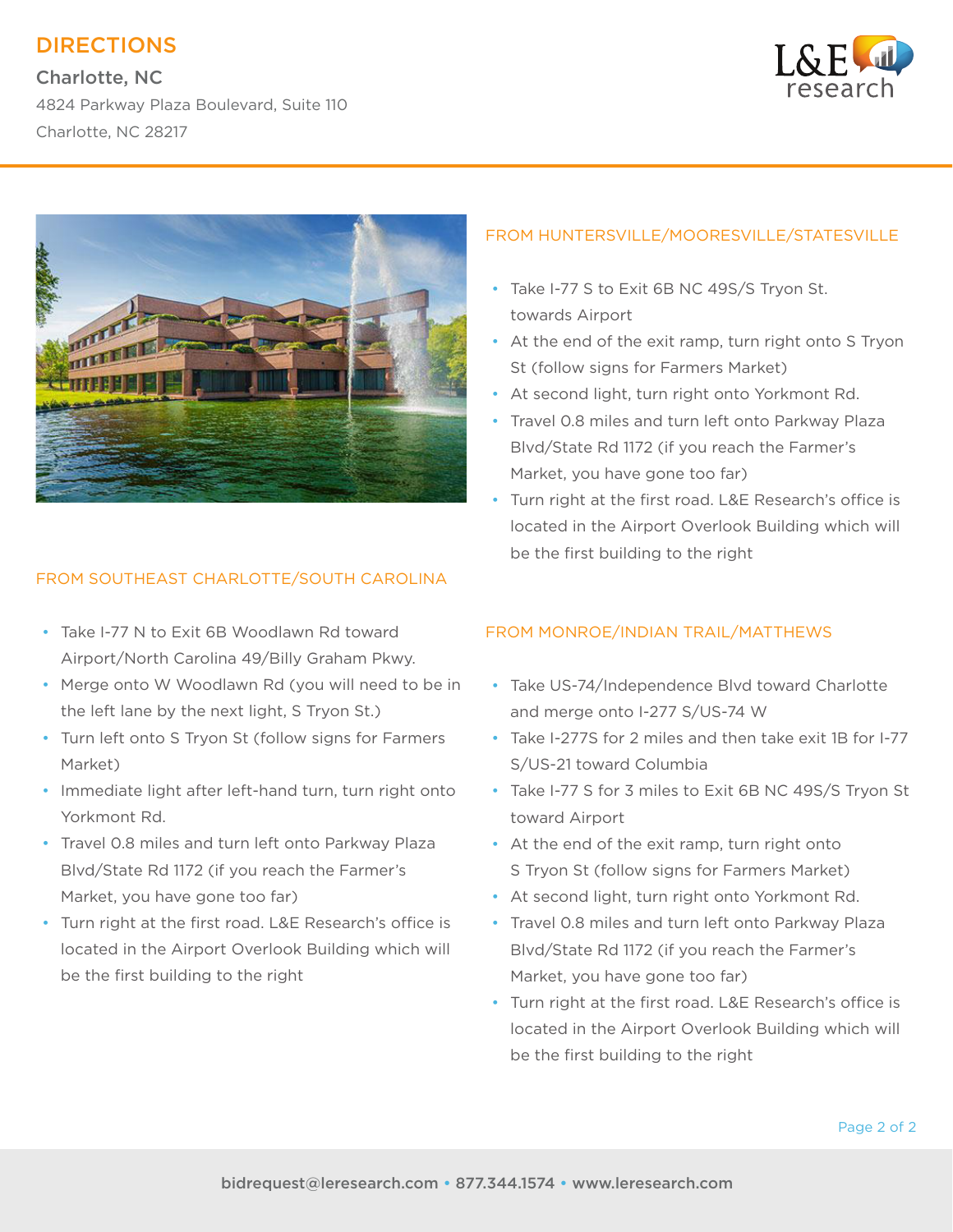# DIRECTIONS

**Charlotte, NC**

4824 Parkway Plaza Boulevard, Suite 110

Charlotte, NC 28217

## FROM HUNTERSVILLE/MOORESVILLE/STATESVILLE

- Take I-77 S to Exit 6B NC 49S/S Tryon St. towards Airport
- At the end of the exit ramp, turn right onto S Tryon St (follow signs for Farmers Market)
- At second light, turn right onto Yorkmont Rd.
- Travel 0.8 miles and turn left onto Parkway Plaza Blvd/State Rd 1172 (if you reach the Farmer's Market, you have gone too far)
- Turn right at the first road. L&E Research's office is located in the Airport Overlook Building which will be the first building to the right

## FROM SOUTHEAST CHARLOTTE/SOUTH CAROLINA

- Take I-77 N to Exit 6B Woodlawn Rd toward Airport/North Carolina 49/Billy Graham Pkwy.
- Merge onto W Woodlawn Rd (you will need to be in the left lane by the next light, S Tryon St.)
- Turn left onto S Tryon St (follow signs for Farmers Market)
- Immediate light after left-hand turn, turn right onto Yorkmont Rd.
- Travel 0.8 miles and turn left onto Parkway Plaza Blvd/State Rd 1172 (if you reach the Farmer's Market, you have gone too far)
- Turn right at the first road. L&E Research's office is located in the Airport Overlook Building which will be the first building to the right

## FROM MONROE/INDIAN TRAIL/MATTHEWS

- Take US-74/Independence Blvd toward Charlotte and merge onto I-277 S/US-74 W
- Take I-277S for 2 miles and then take exit 1B for I-77 S/US-21 toward Columbia
- Take I-77 S for 3 miles to Exit 6B NC 49S/S Tryon St toward Airport
- At the end of the exit ramp, turn right onto S Tryon St (follow signs for Farmers Market)
- At second light, turn right onto Yorkmont Rd.
- Travel 0.8 miles and turn left onto Parkway Plaza Blvd/State Rd 1172 (if you reach the Farmer's Market, you have gone too far)
- Turn right at the first road. L&E Research's office is located in the Airport Overlook Building which will be the first building to the right

bidrequest@leresearch.com • 877.344.1574 • www.leresearch.com